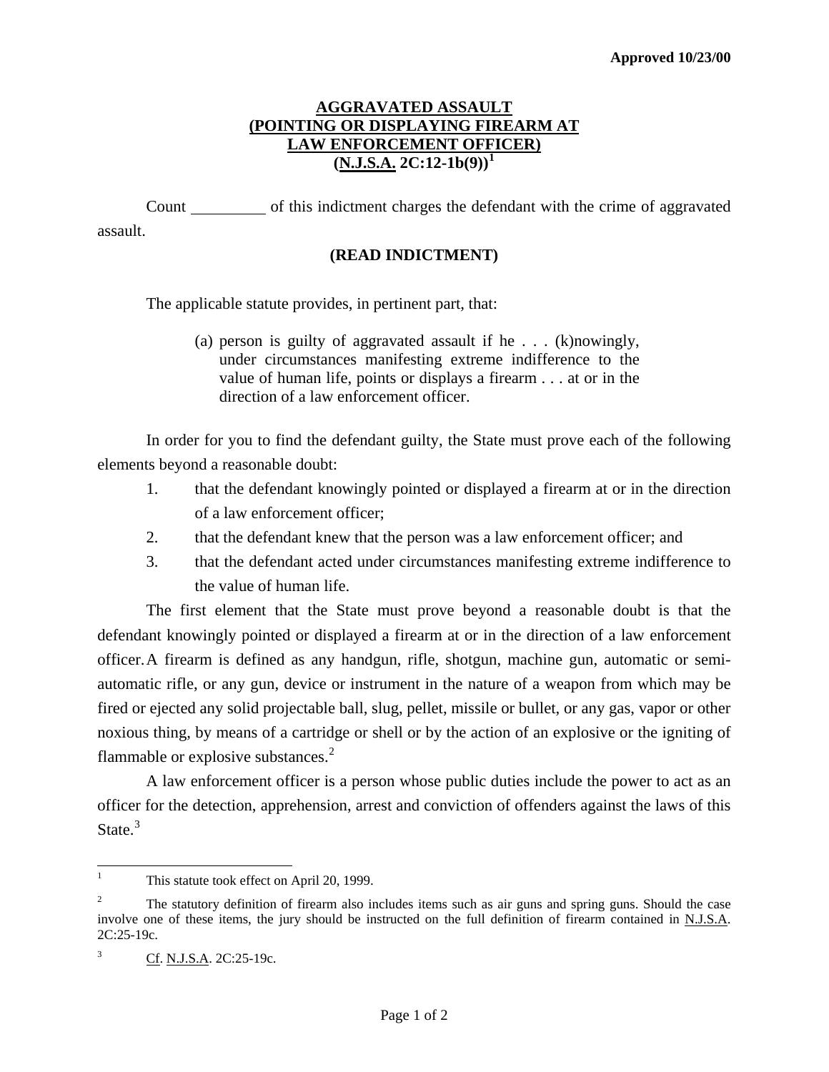**Approved 10/23/00**

# AGGRAVATED ASSAULT (POINTING OR DISPLAYING FIREARM AT LAW ENFORCEMENT OFFICER) (N.J.S.A. 2C:12-1b(9))[1]

Count __________ of this indictment charges the defendant with the crime of aggravated assault.

**(READ INDICTMENT)**

The applicable statute provides, in pertinent part, that:

> (a) person is guilty of aggravated assault if he . . . (k)nowingly, under circumstances manifesting extreme indifference to the value of human life, points or displays a firearm . . . at or in the direction of a law enforcement officer.

In order for you to find the defendant guilty, the State must prove each of the following elements beyond a reasonable doubt:

1. that the defendant knowingly pointed or displayed a firearm at or in the direction of a law enforcement officer;
2. that the defendant knew that the person was a law enforcement officer; and
3. that the defendant acted under circumstances manifesting extreme indifference to the value of human life.

The first element that the State must prove beyond a reasonable doubt is that the defendant knowingly pointed or displayed a firearm at or in the direction of a law enforcement officer. A firearm is defined as any handgun, rifle, shotgun, machine gun, automatic or semi-automatic rifle, or any gun, device or instrument in the nature of a weapon from which may be fired or ejected any solid projectable ball, slug, pellet, missile or bullet, or any gas, vapor or other noxious thing, by means of a cartridge or shell or by the action of an explosive or the igniting of flammable or explosive substances.[2]

A law enforcement officer is a person whose public duties include the power to act as an officer for the detection, apprehension, arrest and conviction of offenders against the laws of this State.[3]

---

[1] This statute took effect on April 20, 1999.

[2] The statutory definition of firearm also includes items such as air guns and spring guns. Should the case involve one of these items, the jury should be instructed on the full definition of firearm contained in N.J.S.A. 2C:25-19c.

[3] Cf. N.J.S.A. 2C:25-19c.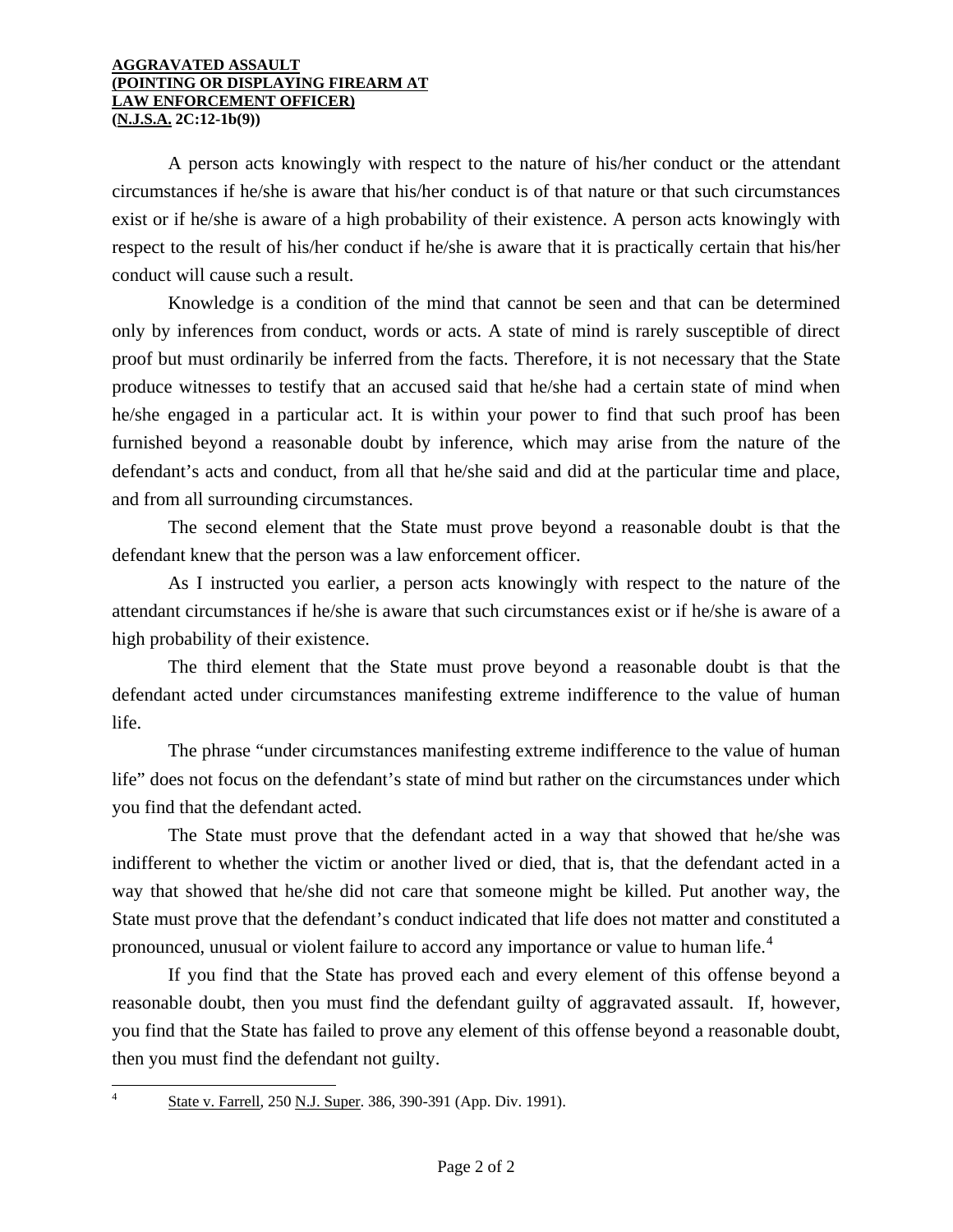**AGGRAVATED ASSAULT**
**(POINTING OR DISPLAYING FIREARM AT**
**LAW ENFORCEMENT OFFICER)**
**(N.J.S.A. 2C:12-1b(9))**

A person acts knowingly with respect to the nature of his/her conduct or the attendant circumstances if he/she is aware that his/her conduct is of that nature or that such circumstances exist or if he/she is aware of a high probability of their existence. A person acts knowingly with respect to the result of his/her conduct if he/she is aware that it is practically certain that his/her conduct will cause such a result.

Knowledge is a condition of the mind that cannot be seen and that can be determined only by inferences from conduct, words or acts. A state of mind is rarely susceptible of direct proof but must ordinarily be inferred from the facts. Therefore, it is not necessary that the State produce witnesses to testify that an accused said that he/she had a certain state of mind when he/she engaged in a particular act. It is within your power to find that such proof has been furnished beyond a reasonable doubt by inference, which may arise from the nature of the defendant's acts and conduct, from all that he/she said and did at the particular time and place, and from all surrounding circumstances.

The second element that the State must prove beyond a reasonable doubt is that the defendant knew that the person was a law enforcement officer.

As I instructed you earlier, a person acts knowingly with respect to the nature of the attendant circumstances if he/she is aware that such circumstances exist or if he/she is aware of a high probability of their existence.

The third element that the State must prove beyond a reasonable doubt is that the defendant acted under circumstances manifesting extreme indifference to the value of human life.

The phrase "under circumstances manifesting extreme indifference to the value of human life" does not focus on the defendant's state of mind but rather on the circumstances under which you find that the defendant acted.

The State must prove that the defendant acted in a way that showed that he/she was indifferent to whether the victim or another lived or died, that is, that the defendant acted in a way that showed that he/she did not care that someone might be killed. Put another way, the State must prove that the defendant's conduct indicated that life does not matter and constituted a pronounced, unusual or violent failure to accord any importance or value to human life.[4]

If you find that the State has proved each and every element of this offense beyond a reasonable doubt, then you must find the defendant guilty of aggravated assault. If, however, you find that the State has failed to prove any element of this offense beyond a reasonable doubt, then you must find the defendant not guilty.

---

[4] State v. Farrell, 250 N.J. Super. 386, 390-391 (App. Div. 1991).